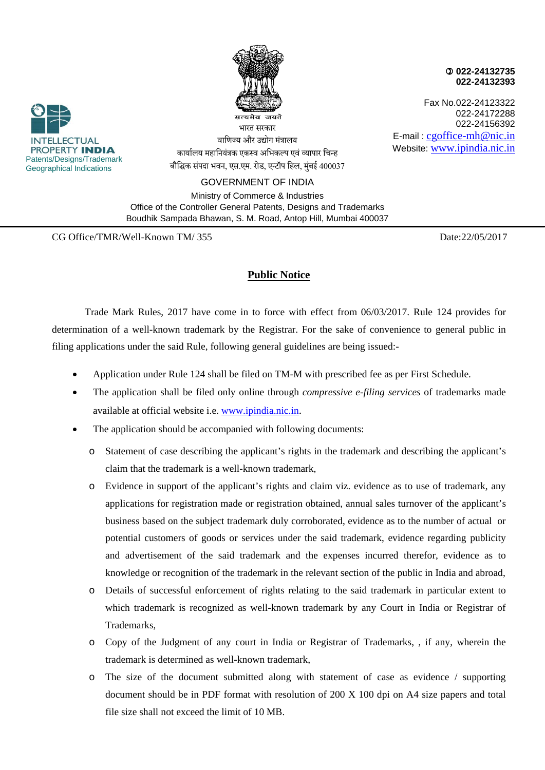INTELLECTUAL PROPERTY INDIA
Patents/Designs/Trademark
Geographical Indications

सत्यमेव जयते
भारत सरकार
वाणिज्य और उद्योग मंत्रालय
कार्यालय महानियंत्रक एकस्व अभिकल्प एवं व्यापार चिन्ह
बौद्धिक संपदा भवन, एस.एम. रोड, एन्टॉप हिल, मुंबई 400037

GOVERNMENT OF INDIA
Ministry of Commerce & Industries
Office of the Controller General Patents, Designs and Trademarks
Boudhik Sampada Bhawan, S. M. Road, Antop Hill, Mumbai 400037

✆ 022-24132735
022-24132393

Fax No.022-24123322
022-24172288
022-24156392
E-mail : cgoffice-mh@nic.in
Website: www.ipindia.nic.in

CG Office/TMR/Well-Known TM/ 355 Date:22/05/2017

## Public Notice

Trade Mark Rules, 2017 have come in to force with effect from 06/03/2017. Rule 124 provides for determination of a well-known trademark by the Registrar. For the sake of convenience to general public in filing applications under the said Rule, following general guidelines are being issued:-

- Application under Rule 124 shall be filed on TM-M with prescribed fee as per First Schedule.
- The application shall be filed only online through *compressive e-filing services* of trademarks made available at official website i.e. www.ipindia.nic.in.
- The application should be accompanied with following documents:
  - Statement of case describing the applicant's rights in the trademark and describing the applicant's claim that the trademark is a well-known trademark,
  - Evidence in support of the applicant's rights and claim viz. evidence as to use of trademark, any applications for registration made or registration obtained, annual sales turnover of the applicant's business based on the subject trademark duly corroborated, evidence as to the number of actual or potential customers of goods or services under the said trademark, evidence regarding publicity and advertisement of the said trademark and the expenses incurred therefor, evidence as to knowledge or recognition of the trademark in the relevant section of the public in India and abroad,
  - Details of successful enforcement of rights relating to the said trademark in particular extent to which trademark is recognized as well-known trademark by any Court in India or Registrar of Trademarks,
  - Copy of the Judgment of any court in India or Registrar of Trademarks, , if any, wherein the trademark is determined as well-known trademark,
  - The size of the document submitted along with statement of case as evidence / supporting document should be in PDF format with resolution of 200 X 100 dpi on A4 size papers and total file size shall not exceed the limit of 10 MB.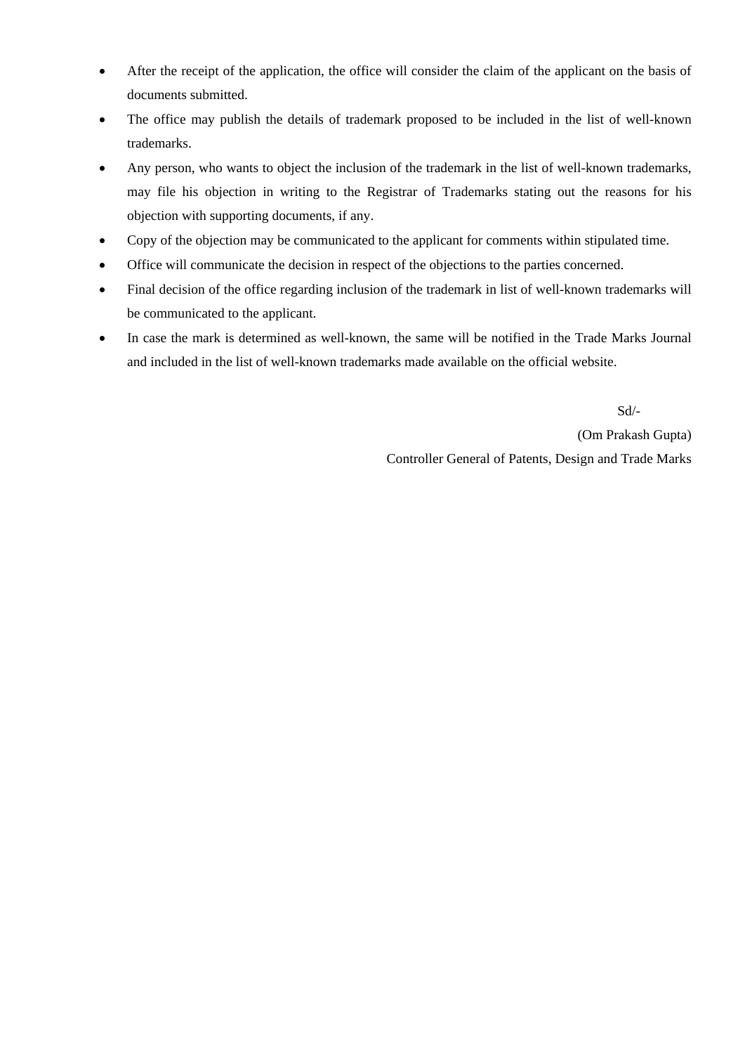- After the receipt of the application, the office will consider the claim of the applicant on the basis of documents submitted.
- The office may publish the details of trademark proposed to be included in the list of well-known trademarks.
- Any person, who wants to object the inclusion of the trademark in the list of well-known trademarks, may file his objection in writing to the Registrar of Trademarks stating out the reasons for his objection with supporting documents, if any.
- Copy of the objection may be communicated to the applicant for comments within stipulated time.
- Office will communicate the decision in respect of the objections to the parties concerned.
- Final decision of the office regarding inclusion of the trademark in list of well-known trademarks will be communicated to the applicant.
- In case the mark is determined as well-known, the same will be notified in the Trade Marks Journal and included in the list of well-known trademarks made available on the official website.

Sd/-

(Om Prakash Gupta)

Controller General of Patents, Design and Trade Marks